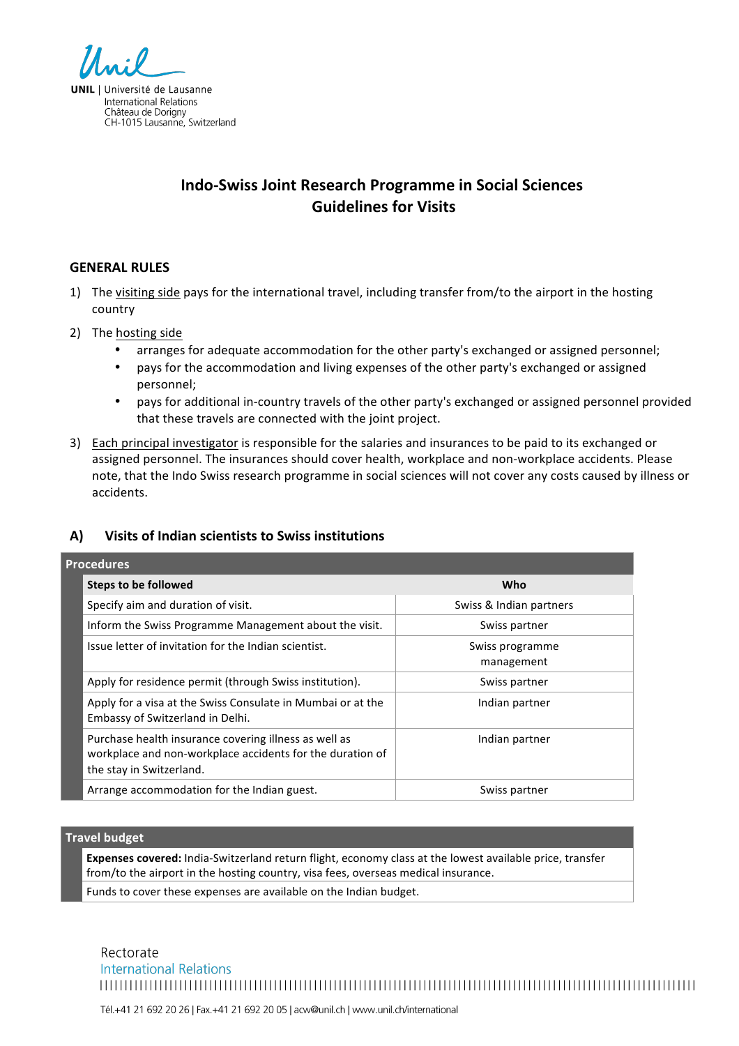UNIL | Université de Lausanne
International Relations
Château de Dorigny
CH-1015 Lausanne, Switzerland

# Indo-Swiss Joint Research Programme in Social Sciences
# Guidelines for Visits

## GENERAL RULES

1) The visiting side pays for the international travel, including transfer from/to the airport in the hosting country
2) The hosting side
   - arranges for adequate accommodation for the other party's exchanged or assigned personnel;
   - pays for the accommodation and living expenses of the other party's exchanged or assigned personnel;
   - pays for additional in-country travels of the other party's exchanged or assigned personnel provided that these travels are connected with the joint project.
3) Each principal investigator is responsible for the salaries and insurances to be paid to its exchanged or assigned personnel. The insurances should cover health, workplace and non-workplace accidents. Please note, that the Indo Swiss research programme in social sciences will not cover any costs caused by illness or accidents.

## A) Visits of Indian scientists to Swiss institutions

**Procedures**

| Steps to be followed | Who |
|---|---|
| Specify aim and duration of visit. | Swiss & Indian partners |
| Inform the Swiss Programme Management about the visit. | Swiss partner |
| Issue letter of invitation for the Indian scientist. | Swiss programme management |
| Apply for residence permit (through Swiss institution). | Swiss partner |
| Apply for a visa at the Swiss Consulate in Mumbai or at the Embassy of Switzerland in Delhi. | Indian partner |
| Purchase health insurance covering illness as well as workplace and non-workplace accidents for the duration of the stay in Switzerland. | Indian partner |
| Arrange accommodation for the Indian guest. | Swiss partner |

**Travel budget**

**Expenses covered:** India-Switzerland return flight, economy class at the lowest available price, transfer from/to the airport in the hosting country, visa fees, overseas medical insurance.

Funds to cover these expenses are available on the Indian budget.

Rectorate
International Relations

Tél.+41 21 692 20 26 | Fax.+41 21 692 20 05 | acw@unil.ch | www.unil.ch/international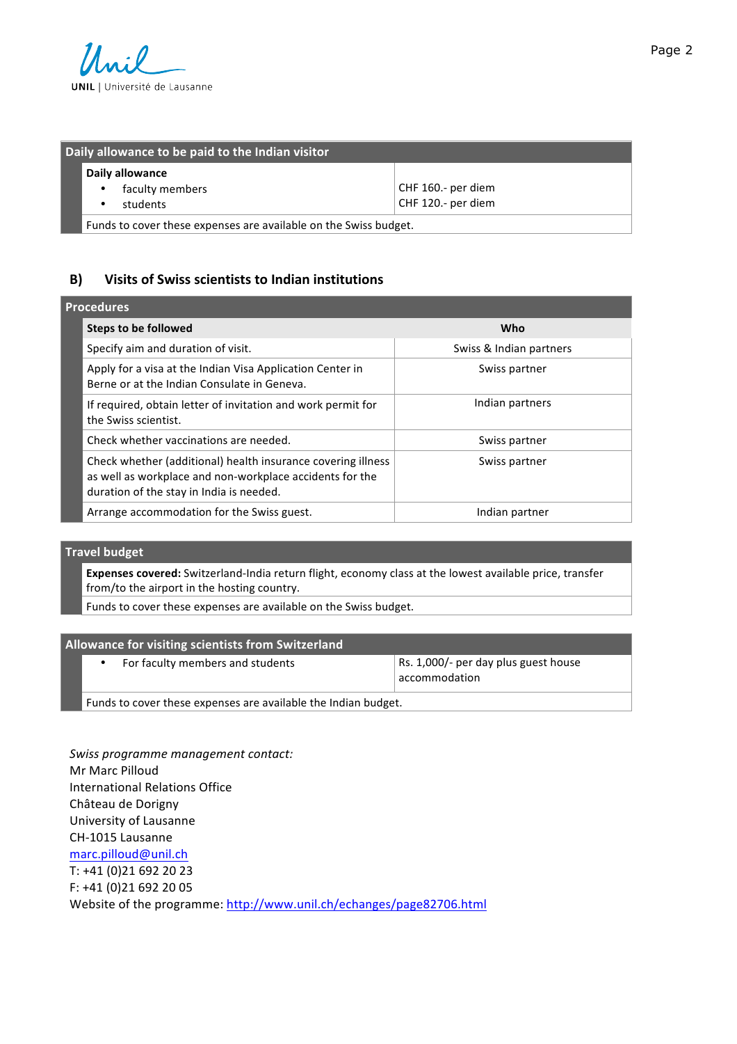| Daily allowance to be paid to the Indian visitor | |
|---|---|
| **Daily allowance**<br>• faculty members<br>• students | CHF 160.- per diem<br>CHF 120.- per diem |
| Funds to cover these expenses are available on the Swiss budget. | |

## B) Visits of Swiss scientists to Indian institutions

**Procedures**

| Steps to be followed | Who |
|---|---|
| Specify aim and duration of visit. | Swiss & Indian partners |
| Apply for a visa at the Indian Visa Application Center in Berne or at the Indian Consulate in Geneva. | Swiss partner |
| If required, obtain letter of invitation and work permit for the Swiss scientist. | Indian partners |
| Check whether vaccinations are needed. | Swiss partner |
| Check whether (additional) health insurance covering illness as well as workplace and non-workplace accidents for the duration of the stay in India is needed. | Swiss partner |
| Arrange accommodation for the Swiss guest. | Indian partner |

| Travel budget |
|---|
| **Expenses covered:** Switzerland-India return flight, economy class at the lowest available price, transfer from/to the airport in the hosting country. |
| Funds to cover these expenses are available on the Swiss budget. |

| Allowance for visiting scientists from Switzerland | |
|---|---|
| • For faculty members and students | Rs. 1,000/- per day plus guest house accommodation |
| Funds to cover these expenses are available the Indian budget. | |

*Swiss programme management contact:*
Mr Marc Pilloud
International Relations Office
Château de Dorigny
University of Lausanne
CH-1015 Lausanne
marc.pilloud@unil.ch
T: +41 (0)21 692 20 23
F: +41 (0)21 692 20 05
Website of the programme: http://www.unil.ch/echanges/page82706.html